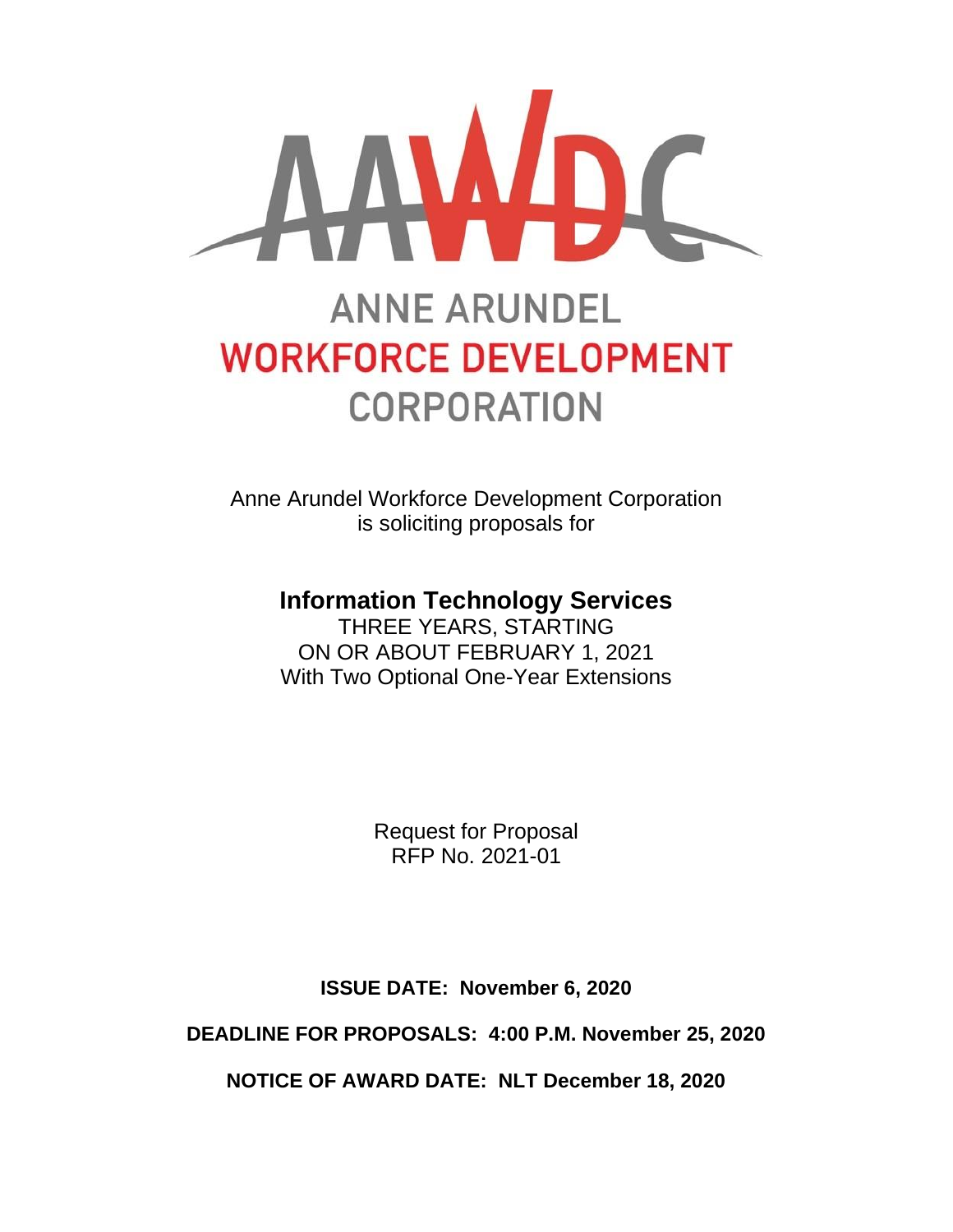# ANNE ARUNDEL WORKFORCE DEVELOPMENT CORPORATION

Anne Arundel Workforce Development Corporation
is soliciting proposals for

## Information Technology Services

THREE YEARS, STARTING
ON OR ABOUT FEBRUARY 1, 2021
With Two Optional One-Year Extensions

Request for Proposal
RFP No. 2021-01

**ISSUE DATE: November 6, 2020**

**DEADLINE FOR PROPOSALS: 4:00 P.M. November 25, 2020**

**NOTICE OF AWARD DATE: NLT December 18, 2020**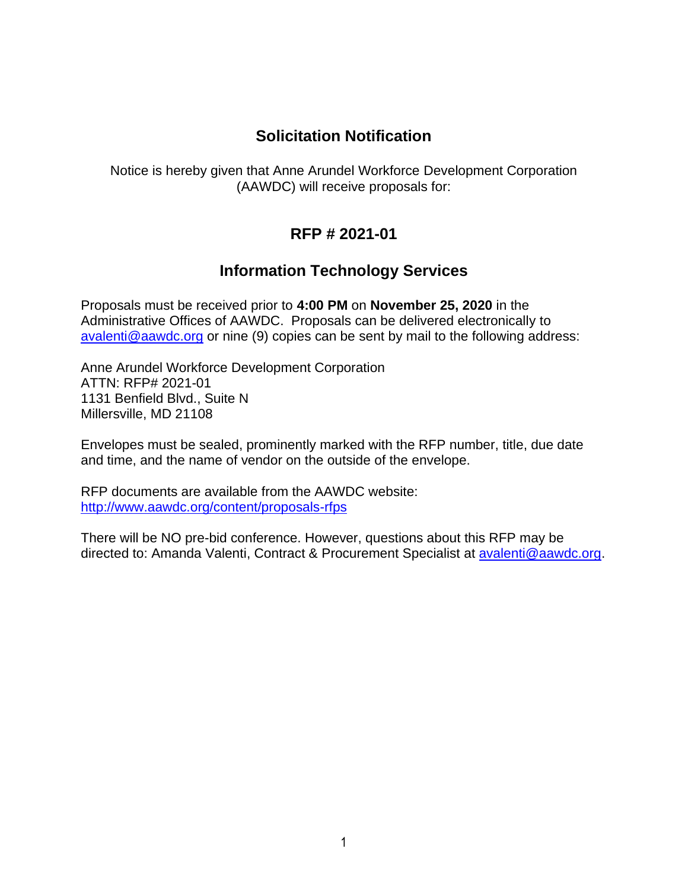# Solicitation Notification

Notice is hereby given that Anne Arundel Workforce Development Corporation (AAWDC) will receive proposals for:

## RFP # 2021-01

## Information Technology Services

Proposals must be received prior to **4:00 PM** on **November 25, 2020** in the Administrative Offices of AAWDC. Proposals can be delivered electronically to avalenti@aawdc.org or nine (9) copies can be sent by mail to the following address:

Anne Arundel Workforce Development Corporation
ATTN: RFP# 2021-01
1131 Benfield Blvd., Suite N
Millersville, MD 21108

Envelopes must be sealed, prominently marked with the RFP number, title, due date and time, and the name of vendor on the outside of the envelope.

RFP documents are available from the AAWDC website:
http://www.aawdc.org/content/proposals-rfps

There will be NO pre-bid conference. However, questions about this RFP may be directed to: Amanda Valenti, Contract & Procurement Specialist at avalenti@aawdc.org.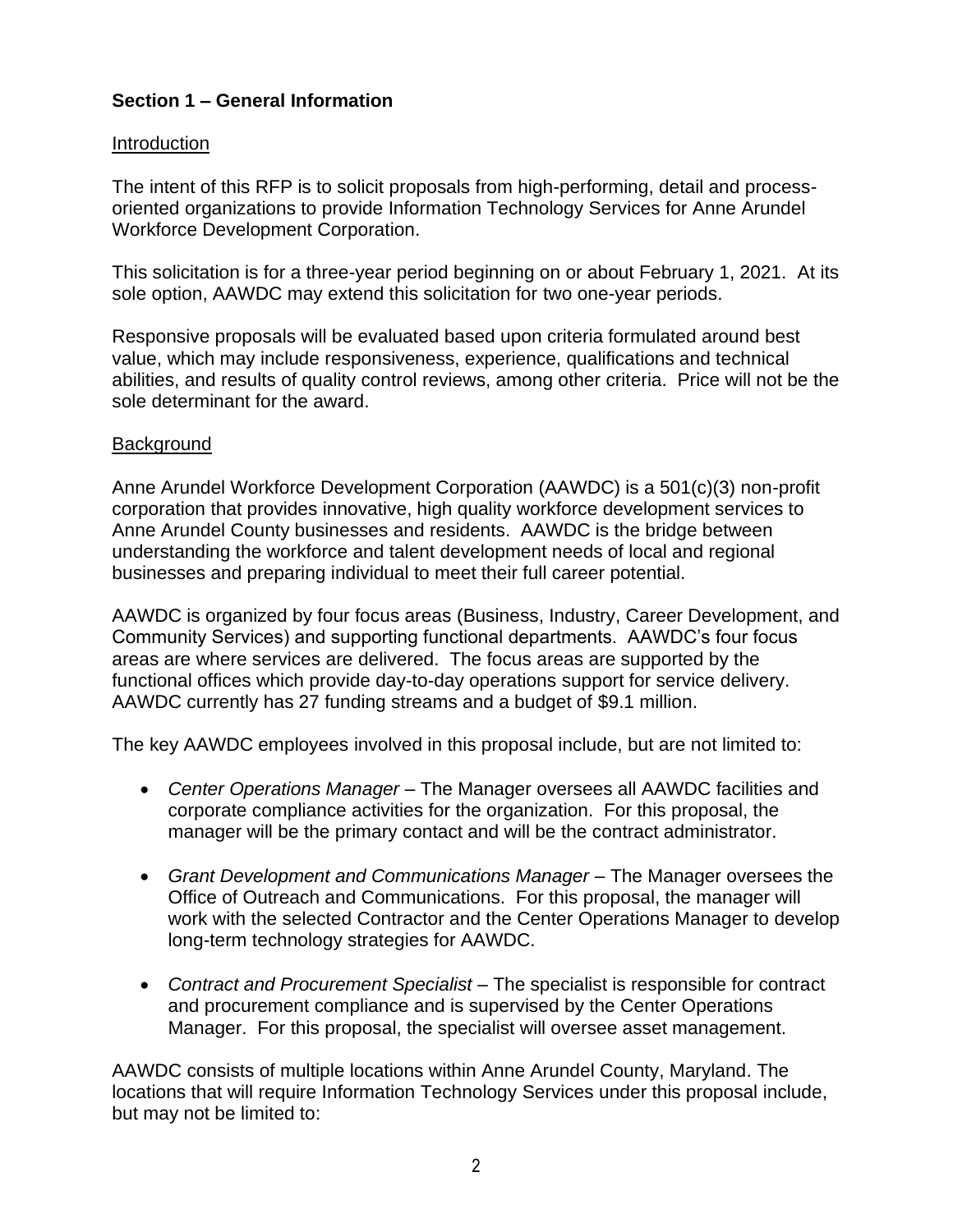## Section 1 – General Information

### Introduction

The intent of this RFP is to solicit proposals from high-performing, detail and process-oriented organizations to provide Information Technology Services for Anne Arundel Workforce Development Corporation.

This solicitation is for a three-year period beginning on or about February 1, 2021. At its sole option, AAWDC may extend this solicitation for two one-year periods.

Responsive proposals will be evaluated based upon criteria formulated around best value, which may include responsiveness, experience, qualifications and technical abilities, and results of quality control reviews, among other criteria. Price will not be the sole determinant for the award.

### Background

Anne Arundel Workforce Development Corporation (AAWDC) is a 501(c)(3) non-profit corporation that provides innovative, high quality workforce development services to Anne Arundel County businesses and residents. AAWDC is the bridge between understanding the workforce and talent development needs of local and regional businesses and preparing individual to meet their full career potential.

AAWDC is organized by four focus areas (Business, Industry, Career Development, and Community Services) and supporting functional departments. AAWDC's four focus areas are where services are delivered. The focus areas are supported by the functional offices which provide day-to-day operations support for service delivery. AAWDC currently has 27 funding streams and a budget of $9.1 million.

The key AAWDC employees involved in this proposal include, but are not limited to:

- *Center Operations Manager* – The Manager oversees all AAWDC facilities and corporate compliance activities for the organization. For this proposal, the manager will be the primary contact and will be the contract administrator.
- *Grant Development and Communications Manager* – The Manager oversees the Office of Outreach and Communications. For this proposal, the manager will work with the selected Contractor and the Center Operations Manager to develop long-term technology strategies for AAWDC.
- *Contract and Procurement Specialist* – The specialist is responsible for contract and procurement compliance and is supervised by the Center Operations Manager. For this proposal, the specialist will oversee asset management.

AAWDC consists of multiple locations within Anne Arundel County, Maryland. The locations that will require Information Technology Services under this proposal include, but may not be limited to: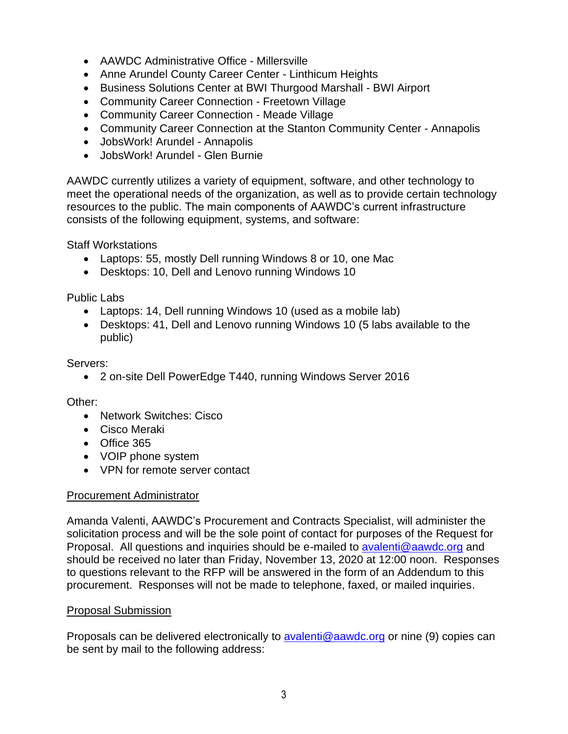- AAWDC Administrative Office - Millersville
- Anne Arundel County Career Center - Linthicum Heights
- Business Solutions Center at BWI Thurgood Marshall - BWI Airport
- Community Career Connection - Freetown Village
- Community Career Connection - Meade Village
- Community Career Connection at the Stanton Community Center - Annapolis
- JobsWork! Arundel - Annapolis
- JobsWork! Arundel - Glen Burnie

AAWDC currently utilizes a variety of equipment, software, and other technology to meet the operational needs of the organization, as well as to provide certain technology resources to the public. The main components of AAWDC's current infrastructure consists of the following equipment, systems, and software:

Staff Workstations

- Laptops: 55, mostly Dell running Windows 8 or 10, one Mac
- Desktops: 10, Dell and Lenovo running Windows 10

Public Labs

- Laptops: 14, Dell running Windows 10 (used as a mobile lab)
- Desktops: 41, Dell and Lenovo running Windows 10 (5 labs available to the public)

Servers:

- 2 on-site Dell PowerEdge T440, running Windows Server 2016

Other:

- Network Switches: Cisco
- Cisco Meraki
- Office 365
- VOIP phone system
- VPN for remote server contact

<u>Procurement Administrator</u>

Amanda Valenti, AAWDC's Procurement and Contracts Specialist, will administer the solicitation process and will be the sole point of contact for purposes of the Request for Proposal. All questions and inquiries should be e-mailed to [avalenti@aawdc.org](mailto:avalenti@aawdc.org) and should be received no later than Friday, November 13, 2020 at 12:00 noon. Responses to questions relevant to the RFP will be answered in the form of an Addendum to this procurement. Responses will not be made to telephone, faxed, or mailed inquiries.

<u>Proposal Submission</u>

Proposals can be delivered electronically to [avalenti@aawdc.org](mailto:avalenti@aawdc.org) or nine (9) copies can be sent by mail to the following address: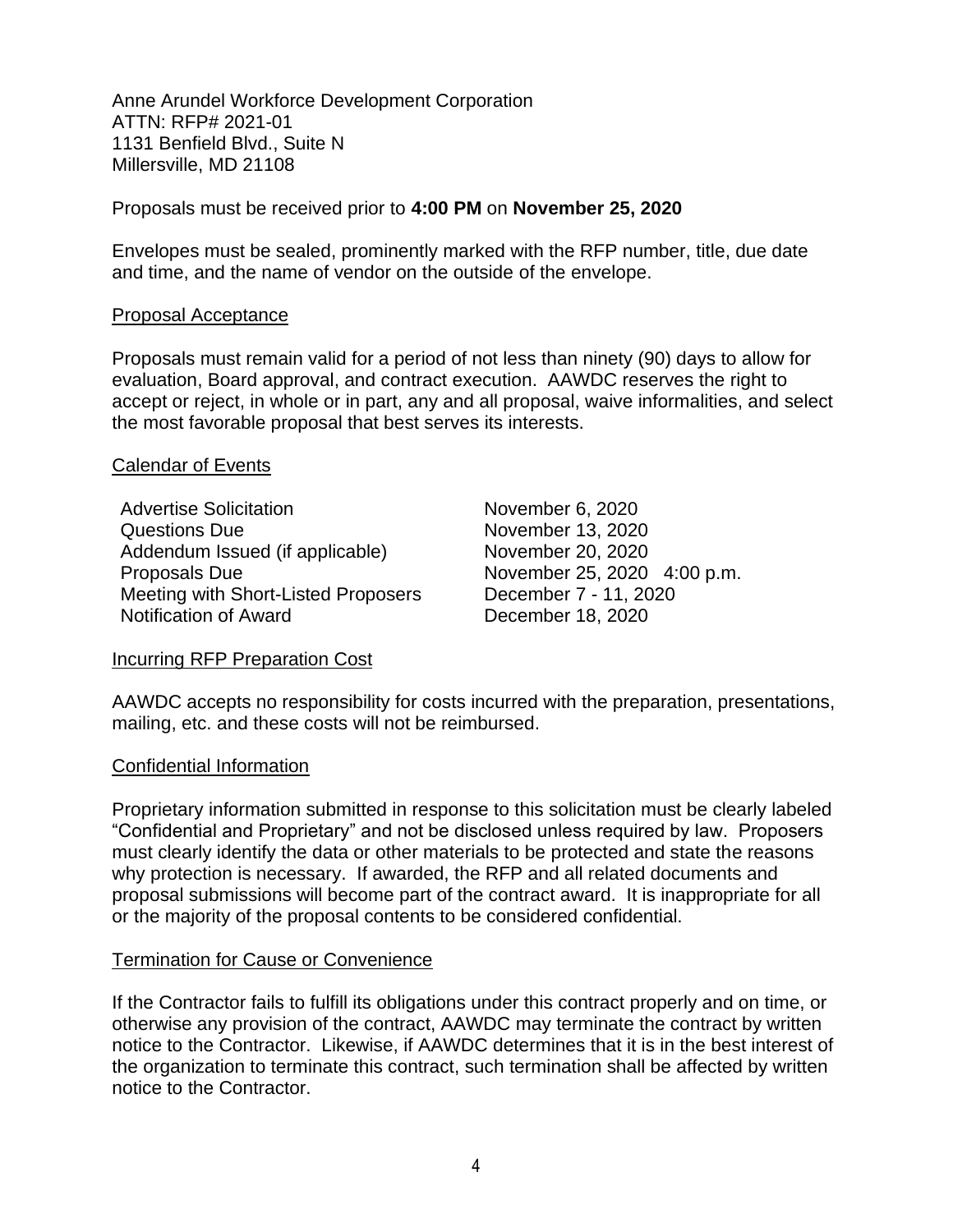Anne Arundel Workforce Development Corporation
ATTN: RFP# 2021-01
1131 Benfield Blvd., Suite N
Millersville, MD 21108

Proposals must be received prior to **4:00 PM** on **November 25, 2020**

Envelopes must be sealed, prominently marked with the RFP number, title, due date and time, and the name of vendor on the outside of the envelope.

## Proposal Acceptance

Proposals must remain valid for a period of not less than ninety (90) days to allow for evaluation, Board approval, and contract execution. AAWDC reserves the right to accept or reject, in whole or in part, any and all proposal, waive informalities, and select the most favorable proposal that best serves its interests.

## Calendar of Events

| | |
|---|---|
| Advertise Solicitation | November 6, 2020 |
| Questions Due | November 13, 2020 |
| Addendum Issued (if applicable) | November 20, 2020 |
| Proposals Due | November 25, 2020 4:00 p.m. |
| Meeting with Short-Listed Proposers | December 7 - 11, 2020 |
| Notification of Award | December 18, 2020 |

## Incurring RFP Preparation Cost

AAWDC accepts no responsibility for costs incurred with the preparation, presentations, mailing, etc. and these costs will not be reimbursed.

## Confidential Information

Proprietary information submitted in response to this solicitation must be clearly labeled "Confidential and Proprietary" and not be disclosed unless required by law. Proposers must clearly identify the data or other materials to be protected and state the reasons why protection is necessary. If awarded, the RFP and all related documents and proposal submissions will become part of the contract award. It is inappropriate for all or the majority of the proposal contents to be considered confidential.

## Termination for Cause or Convenience

If the Contractor fails to fulfill its obligations under this contract properly and on time, or otherwise any provision of the contract, AAWDC may terminate the contract by written notice to the Contractor. Likewise, if AAWDC determines that it is in the best interest of the organization to terminate this contract, such termination shall be affected by written notice to the Contractor.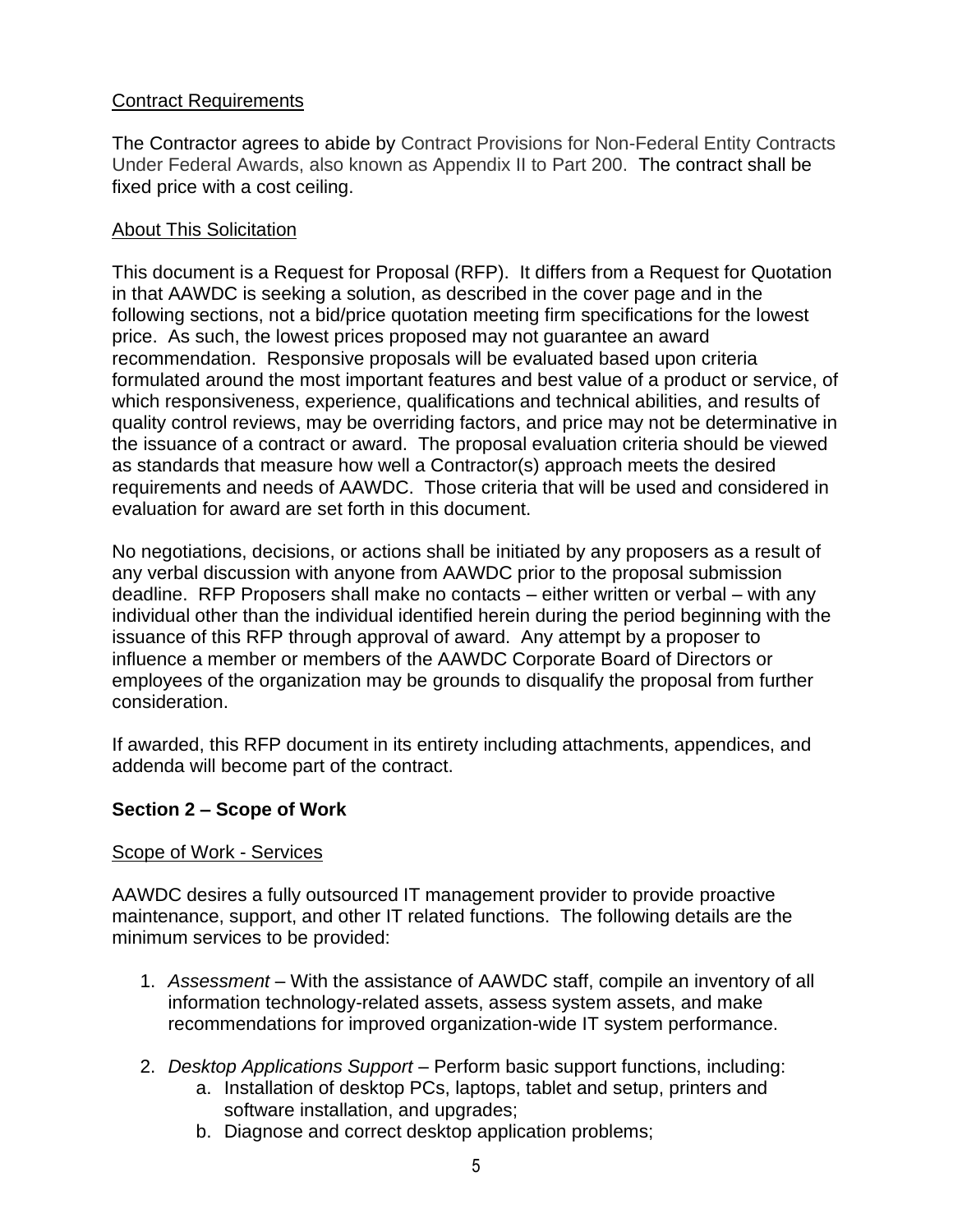Contract Requirements

The Contractor agrees to abide by Contract Provisions for Non-Federal Entity Contracts Under Federal Awards, also known as Appendix II to Part 200. The contract shall be fixed price with a cost ceiling.

About This Solicitation

This document is a Request for Proposal (RFP). It differs from a Request for Quotation in that AAWDC is seeking a solution, as described in the cover page and in the following sections, not a bid/price quotation meeting firm specifications for the lowest price. As such, the lowest prices proposed may not guarantee an award recommendation. Responsive proposals will be evaluated based upon criteria formulated around the most important features and best value of a product or service, of which responsiveness, experience, qualifications and technical abilities, and results of quality control reviews, may be overriding factors, and price may not be determinative in the issuance of a contract or award. The proposal evaluation criteria should be viewed as standards that measure how well a Contractor(s) approach meets the desired requirements and needs of AAWDC. Those criteria that will be used and considered in evaluation for award are set forth in this document.

No negotiations, decisions, or actions shall be initiated by any proposers as a result of any verbal discussion with anyone from AAWDC prior to the proposal submission deadline. RFP Proposers shall make no contacts – either written or verbal – with any individual other than the individual identified herein during the period beginning with the issuance of this RFP through approval of award. Any attempt by a proposer to influence a member or members of the AAWDC Corporate Board of Directors or employees of the organization may be grounds to disqualify the proposal from further consideration.

If awarded, this RFP document in its entirety including attachments, appendices, and addenda will become part of the contract.

## Section 2 – Scope of Work

Scope of Work - Services

AAWDC desires a fully outsourced IT management provider to provide proactive maintenance, support, and other IT related functions. The following details are the minimum services to be provided:

1. *Assessment* – With the assistance of AAWDC staff, compile an inventory of all information technology-related assets, assess system assets, and make recommendations for improved organization-wide IT system performance.

2. *Desktop Applications Support* – Perform basic support functions, including:
    a. Installation of desktop PCs, laptops, tablet and setup, printers and software installation, and upgrades;
    b. Diagnose and correct desktop application problems;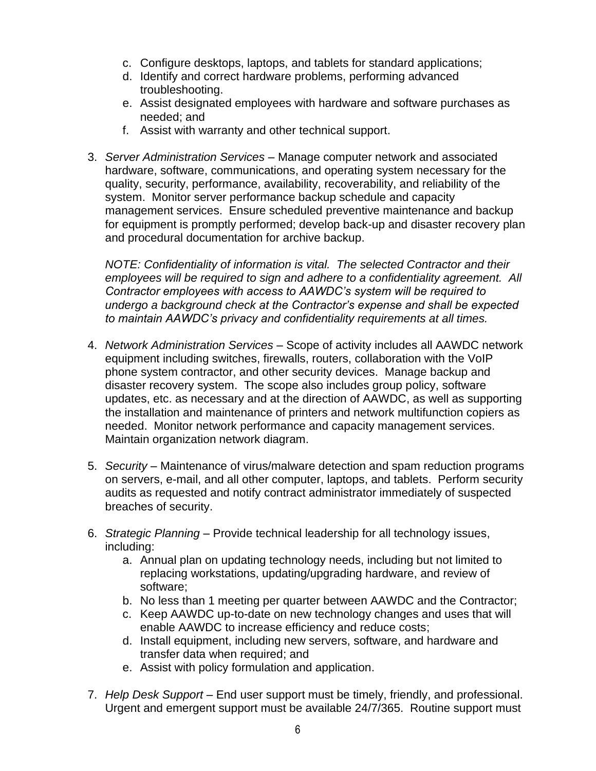c. Configure desktops, laptops, and tablets for standard applications;
d. Identify and correct hardware problems, performing advanced troubleshooting.
e. Assist designated employees with hardware and software purchases as needed; and
f. Assist with warranty and other technical support.

3. *Server Administration Services* – Manage computer network and associated hardware, software, communications, and operating system necessary for the quality, security, performance, availability, recoverability, and reliability of the system. Monitor server performance backup schedule and capacity management services. Ensure scheduled preventive maintenance and backup for equipment is promptly performed; develop back-up and disaster recovery plan and procedural documentation for archive backup.

   *NOTE: Confidentiality of information is vital. The selected Contractor and their employees will be required to sign and adhere to a confidentiality agreement. All Contractor employees with access to AAWDC's system will be required to undergo a background check at the Contractor's expense and shall be expected to maintain AAWDC's privacy and confidentiality requirements at all times.*

4. *Network Administration Services* – Scope of activity includes all AAWDC network equipment including switches, firewalls, routers, collaboration with the VoIP phone system contractor, and other security devices. Manage backup and disaster recovery system. The scope also includes group policy, software updates, etc. as necessary and at the direction of AAWDC, as well as supporting the installation and maintenance of printers and network multifunction copiers as needed. Monitor network performance and capacity management services. Maintain organization network diagram.

5. *Security* – Maintenance of virus/malware detection and spam reduction programs on servers, e-mail, and all other computer, laptops, and tablets. Perform security audits as requested and notify contract administrator immediately of suspected breaches of security.

6. *Strategic Planning* – Provide technical leadership for all technology issues, including:
   a. Annual plan on updating technology needs, including but not limited to replacing workstations, updating/upgrading hardware, and review of software;
   b. No less than 1 meeting per quarter between AAWDC and the Contractor;
   c. Keep AAWDC up-to-date on new technology changes and uses that will enable AAWDC to increase efficiency and reduce costs;
   d. Install equipment, including new servers, software, and hardware and transfer data when required; and
   e. Assist with policy formulation and application.

7. *Help Desk Support* – End user support must be timely, friendly, and professional. Urgent and emergent support must be available 24/7/365. Routine support must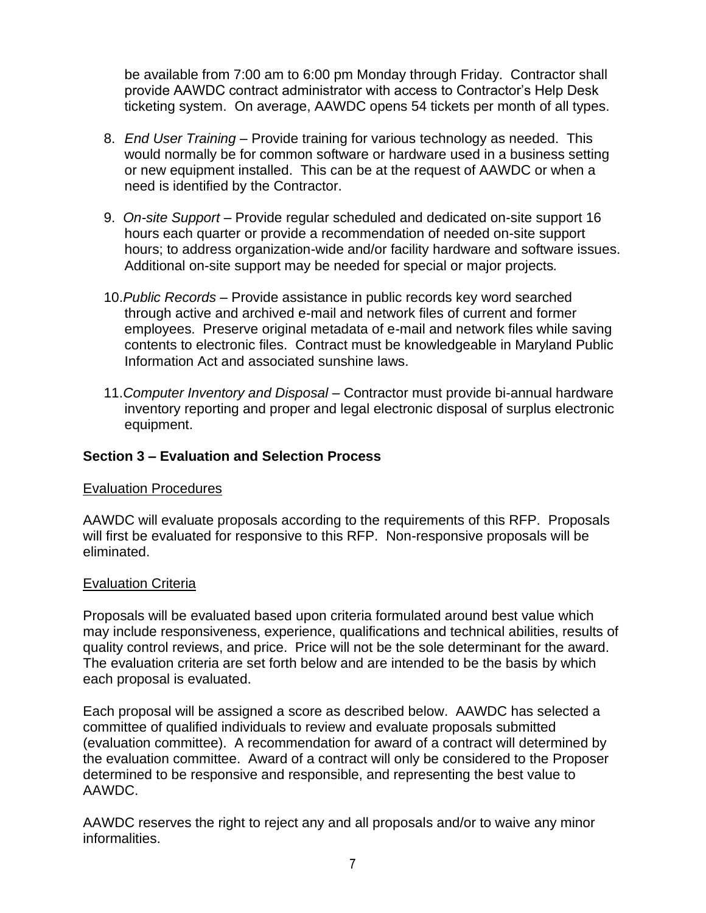be available from 7:00 am to 6:00 pm Monday through Friday. Contractor shall provide AAWDC contract administrator with access to Contractor's Help Desk ticketing system. On average, AAWDC opens 54 tickets per month of all types.

8. *End User Training* – Provide training for various technology as needed. This would normally be for common software or hardware used in a business setting or new equipment installed. This can be at the request of AAWDC or when a need is identified by the Contractor.

9. *On-site Support* – Provide regular scheduled and dedicated on-site support 16 hours each quarter or provide a recommendation of needed on-site support hours; to address organization-wide and/or facility hardware and software issues. Additional on-site support may be needed for special or major projects.

10. *Public Records* – Provide assistance in public records key word searched through active and archived e-mail and network files of current and former employees. Preserve original metadata of e-mail and network files while saving contents to electronic files. Contract must be knowledgeable in Maryland Public Information Act and associated sunshine laws.

11. *Computer Inventory and Disposal* – Contractor must provide bi-annual hardware inventory reporting and proper and legal electronic disposal of surplus electronic equipment.

## Section 3 – Evaluation and Selection Process

<u>Evaluation Procedures</u>

AAWDC will evaluate proposals according to the requirements of this RFP. Proposals will first be evaluated for responsive to this RFP. Non-responsive proposals will be eliminated.

<u>Evaluation Criteria</u>

Proposals will be evaluated based upon criteria formulated around best value which may include responsiveness, experience, qualifications and technical abilities, results of quality control reviews, and price. Price will not be the sole determinant for the award. The evaluation criteria are set forth below and are intended to be the basis by which each proposal is evaluated.

Each proposal will be assigned a score as described below. AAWDC has selected a committee of qualified individuals to review and evaluate proposals submitted (evaluation committee). A recommendation for award of a contract will determined by the evaluation committee. Award of a contract will only be considered to the Proposer determined to be responsive and responsible, and representing the best value to AAWDC.

AAWDC reserves the right to reject any and all proposals and/or to waive any minor informalities.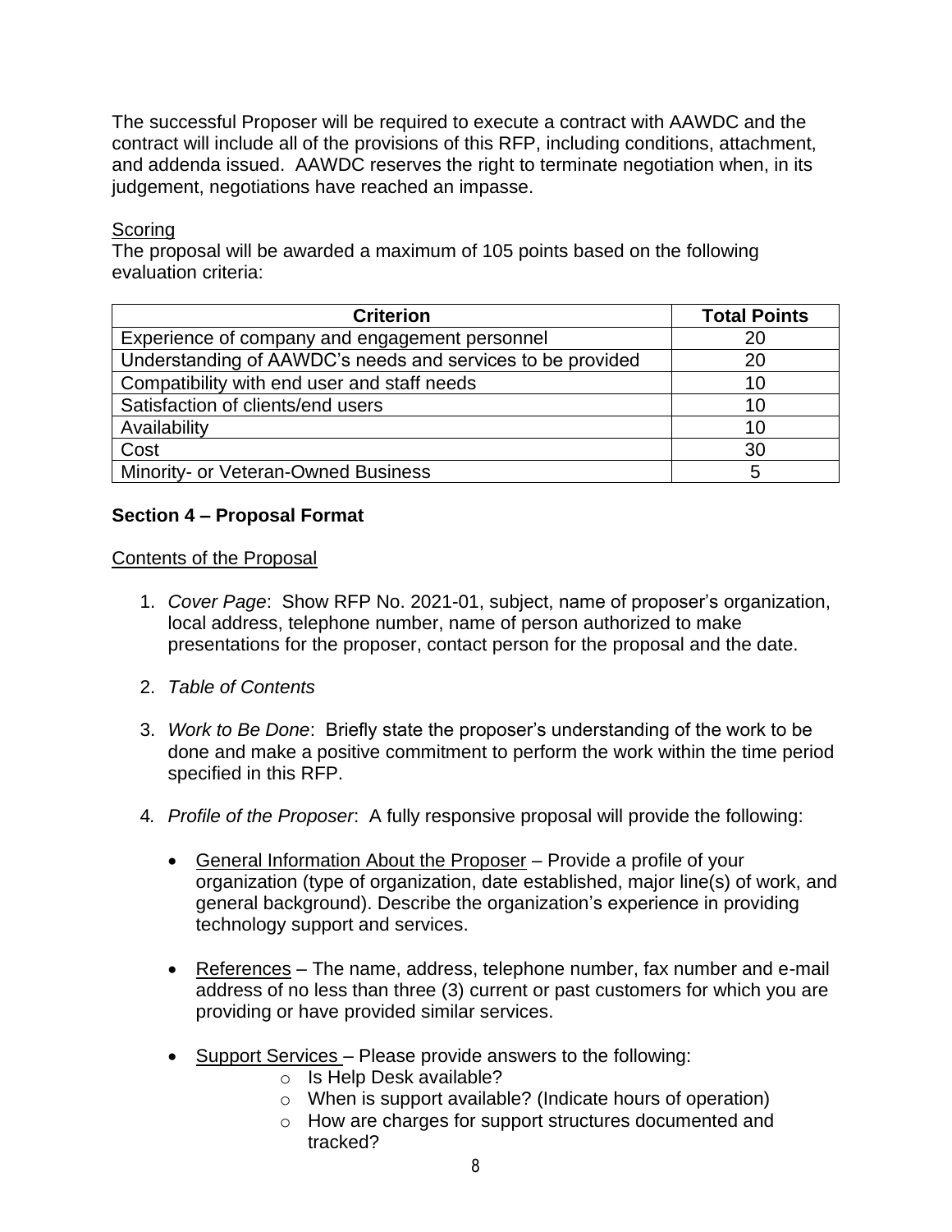The successful Proposer will be required to execute a contract with AAWDC and the contract will include all of the provisions of this RFP, including conditions, attachment, and addenda issued. AAWDC reserves the right to terminate negotiation when, in its judgement, negotiations have reached an impasse.

<u>Scoring</u>

The proposal will be awarded a maximum of 105 points based on the following evaluation criteria:

| Criterion | Total Points |
|---|---|
| Experience of company and engagement personnel | 20 |
| Understanding of AAWDC's needs and services to be provided | 20 |
| Compatibility with end user and staff needs | 10 |
| Satisfaction of clients/end users | 10 |
| Availability | 10 |
| Cost | 30 |
| Minority- or Veteran-Owned Business | 5 |

**Section 4 – Proposal Format**

<u>Contents of the Proposal</u>

1. *Cover Page*: Show RFP No. 2021-01, subject, name of proposer's organization, local address, telephone number, name of person authorized to make presentations for the proposer, contact person for the proposal and the date.

2. *Table of Contents*

3. *Work to Be Done*: Briefly state the proposer's understanding of the work to be done and make a positive commitment to perform the work within the time period specified in this RFP.

4. *Profile of the Proposer*: A fully responsive proposal will provide the following:

   - <u>General Information About the Proposer</u> – Provide a profile of your organization (type of organization, date established, major line(s) of work, and general background). Describe the organization's experience in providing technology support and services.

   - <u>References</u> – The name, address, telephone number, fax number and e-mail address of no less than three (3) current or past customers for which you are providing or have provided similar services.

   - <u>Support Services</u> – Please provide answers to the following:
     - Is Help Desk available?
     - When is support available? (Indicate hours of operation)
     - How are charges for support structures documented and tracked?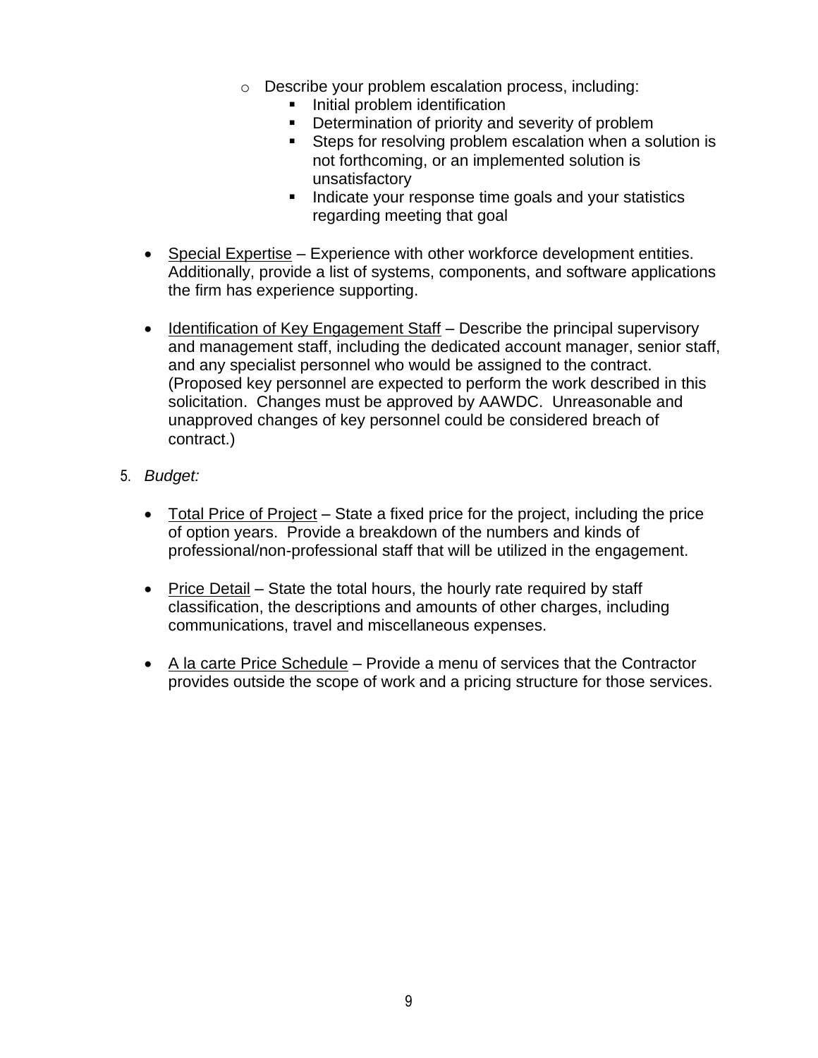- Describe your problem escalation process, including:
    - Initial problem identification
    - Determination of priority and severity of problem
    - Steps for resolving problem escalation when a solution is not forthcoming, or an implemented solution is unsatisfactory
    - Indicate your response time goals and your statistics regarding meeting that goal

- <u>Special Expertise</u> – Experience with other workforce development entities. Additionally, provide a list of systems, components, and software applications the firm has experience supporting.

- <u>Identification of Key Engagement Staff</u> – Describe the principal supervisory and management staff, including the dedicated account manager, senior staff, and any specialist personnel who would be assigned to the contract. (Proposed key personnel are expected to perform the work described in this solicitation. Changes must be approved by AAWDC. Unreasonable and unapproved changes of key personnel could be considered breach of contract.)

5. *Budget:*

   - <u>Total Price of Project</u> – State a fixed price for the project, including the price of option years. Provide a breakdown of the numbers and kinds of professional/non-professional staff that will be utilized in the engagement.

   - <u>Price Detail</u> – State the total hours, the hourly rate required by staff classification, the descriptions and amounts of other charges, including communications, travel and miscellaneous expenses.

   - <u>A la carte Price Schedule</u> – Provide a menu of services that the Contractor provides outside the scope of work and a pricing structure for those services.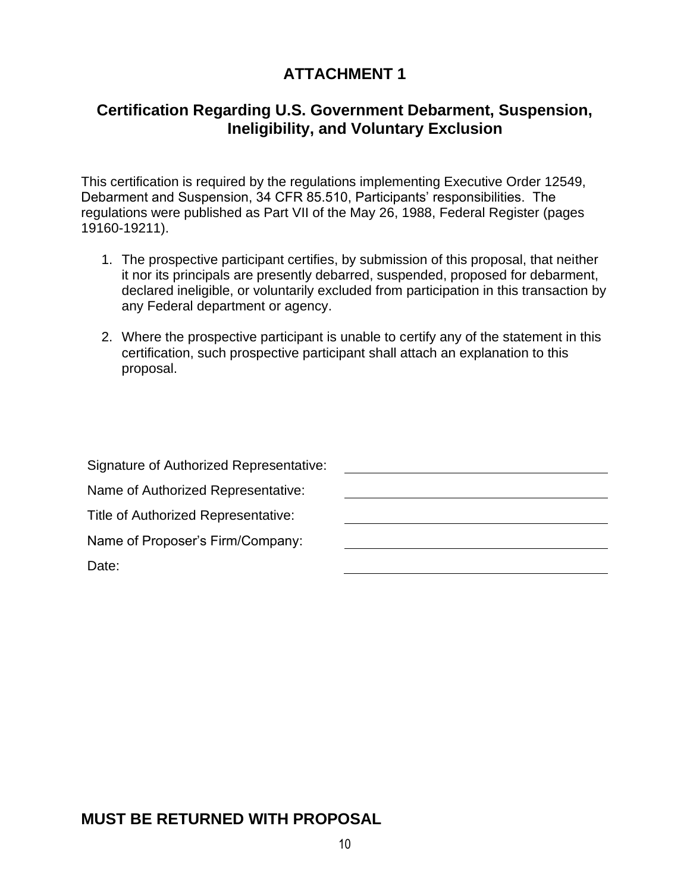# ATTACHMENT 1

## Certification Regarding U.S. Government Debarment, Suspension, Ineligibility, and Voluntary Exclusion

This certification is required by the regulations implementing Executive Order 12549, Debarment and Suspension, 34 CFR 85.510, Participants' responsibilities. The regulations were published as Part VII of the May 26, 1988, Federal Register (pages 19160-19211).

1. The prospective participant certifies, by submission of this proposal, that neither it nor its principals are presently debarred, suspended, proposed for debarment, declared ineligible, or voluntarily excluded from participation in this transaction by any Federal department or agency.

2. Where the prospective participant is unable to certify any of the statement in this certification, such prospective participant shall attach an explanation to this proposal.

Signature of Authorized Representative: \_\_\_\_\_\_\_\_\_\_\_\_\_\_\_\_\_\_\_\_\_\_\_\_\_\_\_\_\_\_

Name of Authorized Representative: \_\_\_\_\_\_\_\_\_\_\_\_\_\_\_\_\_\_\_\_\_\_\_\_\_\_\_\_\_\_

Title of Authorized Representative: \_\_\_\_\_\_\_\_\_\_\_\_\_\_\_\_\_\_\_\_\_\_\_\_\_\_\_\_\_\_

Name of Proposer's Firm/Company: \_\_\_\_\_\_\_\_\_\_\_\_\_\_\_\_\_\_\_\_\_\_\_\_\_\_\_\_\_\_

Date: \_\_\_\_\_\_\_\_\_\_\_\_\_\_\_\_\_\_\_\_\_\_\_\_\_\_\_\_\_\_

**MUST BE RETURNED WITH PROPOSAL**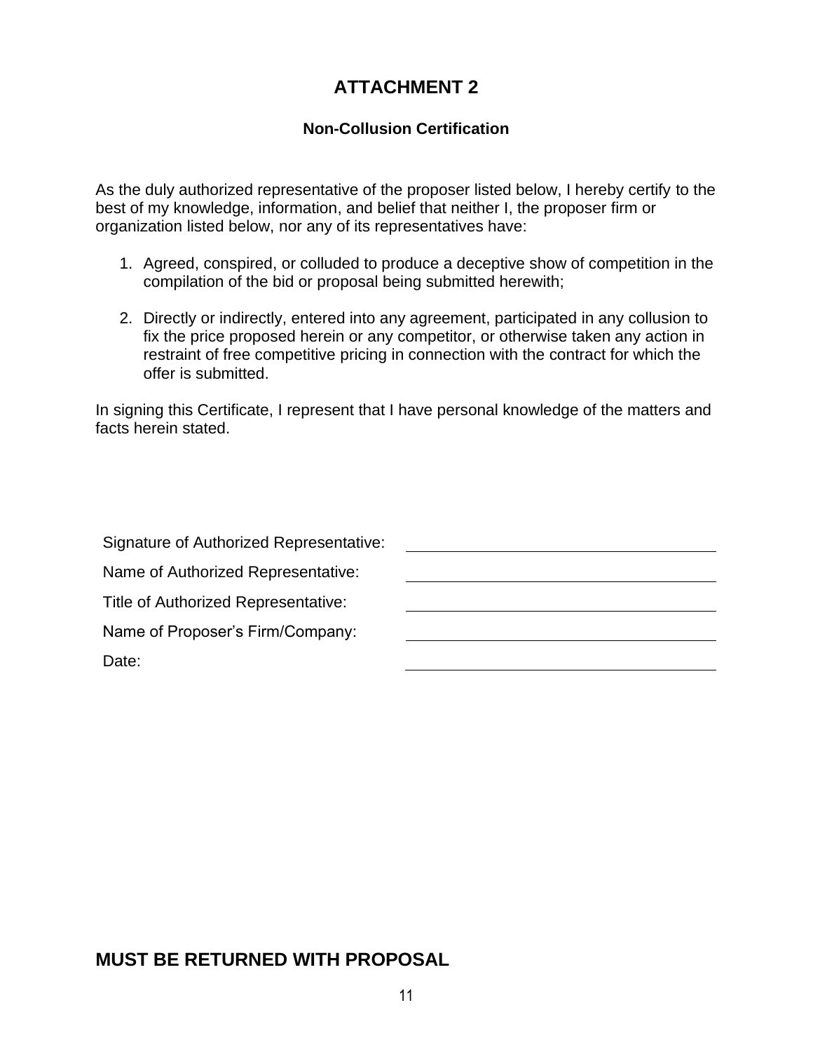# ATTACHMENT 2

## Non-Collusion Certification

As the duly authorized representative of the proposer listed below, I hereby certify to the best of my knowledge, information, and belief that neither I, the proposer firm or organization listed below, nor any of its representatives have:

1. Agreed, conspired, or colluded to produce a deceptive show of competition in the compilation of the bid or proposal being submitted herewith;
2. Directly or indirectly, entered into any agreement, participated in any collusion to fix the price proposed herein or any competitor, or otherwise taken any action in restraint of free competitive pricing in connection with the contract for which the offer is submitted.

In signing this Certificate, I represent that I have personal knowledge of the matters and facts herein stated.

Signature of Authorized Representative: ______________________

Name of Authorized Representative: ______________________

Title of Authorized Representative: ______________________

Name of Proposer's Firm/Company: ______________________

Date: ______________________

**MUST BE RETURNED WITH PROPOSAL**